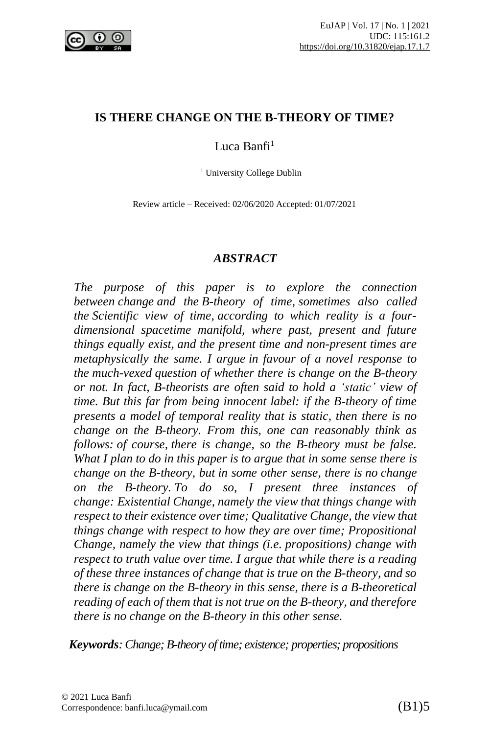# IS THERE CHANGE ON THE B-THEORY OF TIME?

Luca Banfi[1]

[1] University College Dublin

Review article – Received: 02/06/2020 Accepted: 01/07/2021

## *ABSTRACT*

*The purpose of this paper is to explore the connection between change and the B-theory of time, sometimes also called the Scientific view of time, according to which reality is a four-dimensional spacetime manifold, where past, present and future things equally exist, and the present time and non-present times are metaphysically the same. I argue in favour of a novel response to the much-vexed question of whether there is change on the B-theory or not. In fact, B-theorists are often said to hold a 'static' view of time. But this far from being innocent label: if the B-theory of time presents a model of temporal reality that is static, then there is no change on the B-theory. From this, one can reasonably think as follows: of course, there is change, so the B-theory must be false. What I plan to do in this paper is to argue that in some sense there is change on the B-theory, but in some other sense, there is no change on the B-theory. To do so, I present three instances of change: Existential Change, namely the view that things change with respect to their existence over time; Qualitative Change, the view that things change with respect to how they are over time; Propositional Change, namely the view that things (i.e. propositions) change with respect to truth value over time. I argue that while there is a reading of these three instances of change that is true on the B-theory, and so there is change on the B-theory in this sense, there is a B-theoretical reading of each of them that is not true on the B-theory, and therefore there is no change on the B-theory in this other sense.*

***Keywords****: Change; B-theory of time; existence; properties; propositions*

© 2021 Luca Banfi
Correspondence: banfi.luca@ymail.com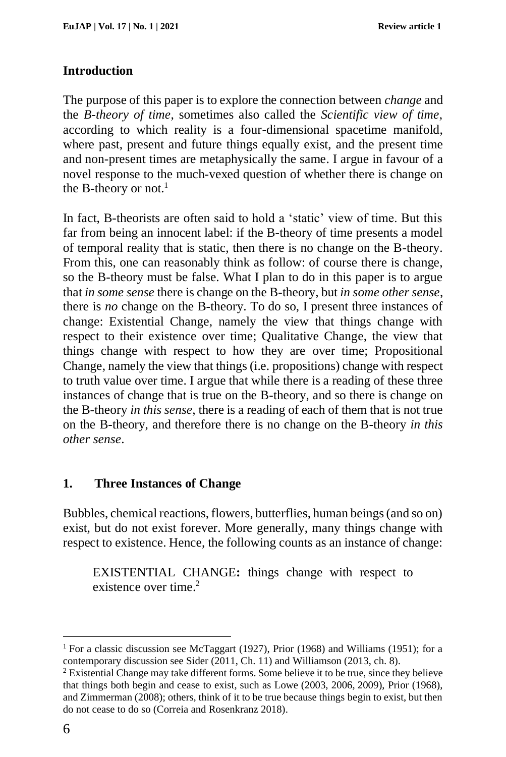## Introduction

The purpose of this paper is to explore the connection between *change* and the *B-theory of time*, sometimes also called the *Scientific view of time*, according to which reality is a four-dimensional spacetime manifold, where past, present and future things equally exist, and the present time and non-present times are metaphysically the same. I argue in favour of a novel response to the much-vexed question of whether there is change on the B-theory or not.[1]

In fact, B-theorists are often said to hold a 'static' view of time. But this far from being an innocent label: if the B-theory of time presents a model of temporal reality that is static, then there is no change on the B-theory. From this, one can reasonably think as follow: of course there is change, so the B-theory must be false. What I plan to do in this paper is to argue that *in some sense* there is change on the B-theory, but *in some other sense*, there is *no* change on the B-theory. To do so, I present three instances of change: Existential Change, namely the view that things change with respect to their existence over time; Qualitative Change, the view that things change with respect to how they are over time; Propositional Change, namely the view that things (i.e. propositions) change with respect to truth value over time. I argue that while there is a reading of these three instances of change that is true on the B-theory, and so there is change on the B-theory *in this sense*, there is a reading of each of them that is not true on the B-theory, and therefore there is no change on the B-theory *in this other sense*.

## 1. Three Instances of Change

Bubbles, chemical reactions, flowers, butterflies, human beings (and so on) exist, but do not exist forever. More generally, many things change with respect to existence. Hence, the following counts as an instance of change:

> EXISTENTIAL CHANGE**:** things change with respect to existence over time.[2]

---

[1] For a classic discussion see McTaggart (1927), Prior (1968) and Williams (1951); for a contemporary discussion see Sider (2011, Ch. 11) and Williamson (2013, ch. 8).

[2] Existential Change may take different forms. Some believe it to be true, since they believe that things both begin and cease to exist, such as Lowe (2003, 2006, 2009), Prior (1968), and Zimmerman (2008); others, think of it to be true because things begin to exist, but then do not cease to do so (Correia and Rosenkranz 2018).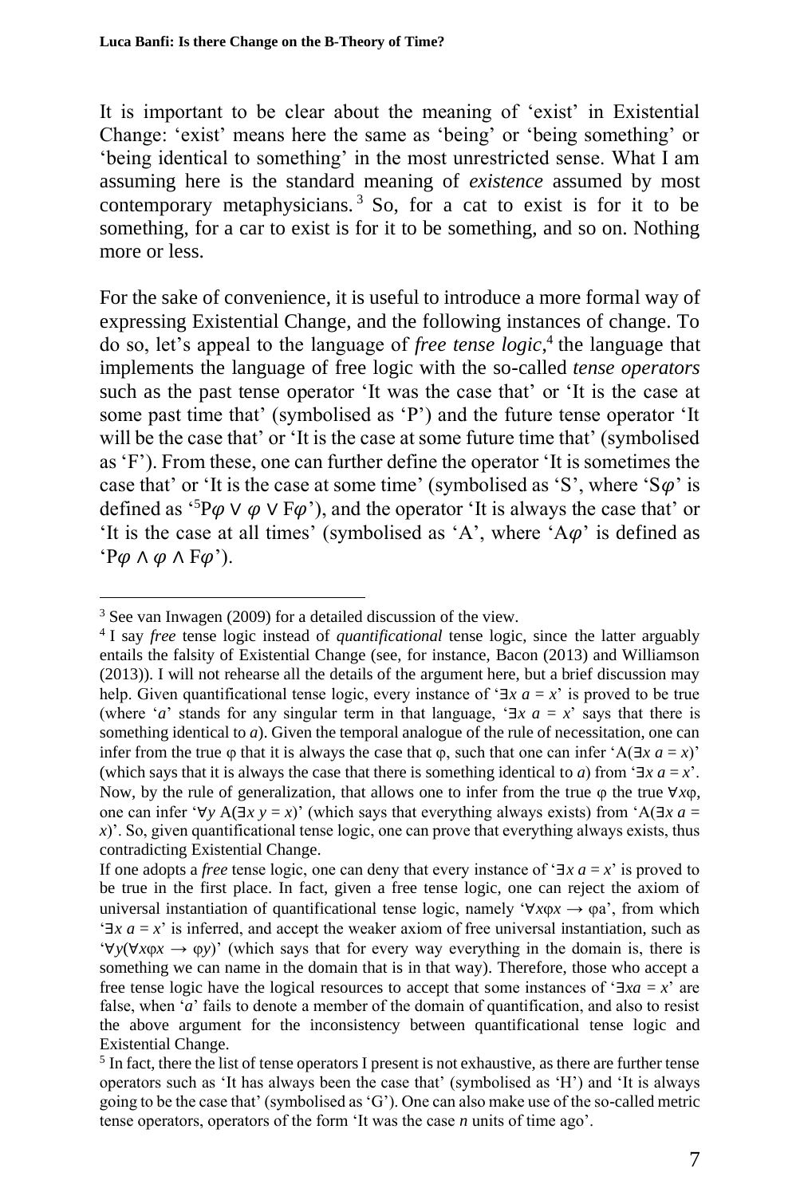It is important to be clear about the meaning of 'exist' in Existential Change: 'exist' means here the same as 'being' or 'being something' or 'being identical to something' in the most unrestricted sense. What I am assuming here is the standard meaning of *existence* assumed by most contemporary metaphysicians.[3] So, for a cat to exist is for it to be something, for a car to exist is for it to be something, and so on. Nothing more or less.

For the sake of convenience, it is useful to introduce a more formal way of expressing Existential Change, and the following instances of change. To do so, let's appeal to the language of *free tense logic*,[4] the language that implements the language of free logic with the so-called *tense operators* such as the past tense operator 'It was the case that' or 'It is the case at some past time that' (symbolised as 'P') and the future tense operator 'It will be the case that' or 'It is the case at some future time that' (symbolised as 'F'). From these, one can further define the operator 'It is sometimes the case that' or 'It is the case at some time' (symbolised as 'S', where '$S\varphi$' is defined as '[5]$P\varphi \vee \varphi \vee F\varphi$'), and the operator 'It is always the case that' or 'It is the case at all times' (symbolised as 'A', where '$A\varphi$' is defined as '$P\varphi \wedge \varphi \wedge F\varphi$').

---

[3] See van Inwagen (2009) for a detailed discussion of the view.

[4] I say *free* tense logic instead of *quantificational* tense logic, since the latter arguably entails the falsity of Existential Change (see, for instance, Bacon (2013) and Williamson (2013)). I will not rehearse all the details of the argument here, but a brief discussion may help. Given quantificational tense logic, every instance of '$\exists x\ a = x$' is proved to be true (where '$a$' stands for any singular term in that language, '$\exists x\ a = x$' says that there is something identical to $a$). Given the temporal analogue of the rule of necessitation, one can infer from the true φ that it is always the case that φ, such that one can infer '$A(\exists x\ a = x)$' (which says that it is always the case that there is something identical to $a$) from '$\exists x\ a = x$'. Now, by the rule of generalization, that allows one to infer from the true φ the true $\forall x\varphi$, one can infer '$\forall y\ A(\exists x\ y = x)$' (which says that everything always exists) from '$A(\exists x\ a = x)$'. So, given quantificational tense logic, one can prove that everything always exists, thus contradicting Existential Change.

If one adopts a *free* tense logic, one can deny that every instance of '$\exists x\ a = x$' is proved to be true in the first place. In fact, given a free tense logic, one can reject the axiom of universal instantiation of quantificational tense logic, namely '$\forall x\varphi x \rightarrow \varphi a$', from which '$\exists x\ a = x$' is inferred, and accept the weaker axiom of free universal instantiation, such as '$\forall y(\forall x\varphi x \rightarrow \varphi y)$' (which says that for every way everything in the domain is, there is something we can name in the domain that is in that way). Therefore, those who accept a free tense logic have the logical resources to accept that some instances of '$\exists xa = x$' are false, when '$a$' fails to denote a member of the domain of quantification, and also to resist the above argument for the inconsistency between quantificational tense logic and Existential Change.

[5] In fact, there the list of tense operators I present is not exhaustive, as there are further tense operators such as 'It has always been the case that' (symbolised as 'H') and 'It is always going to be the case that' (symbolised as 'G'). One can also make use of the so-called metric tense operators, operators of the form 'It was the case *n* units of time ago'.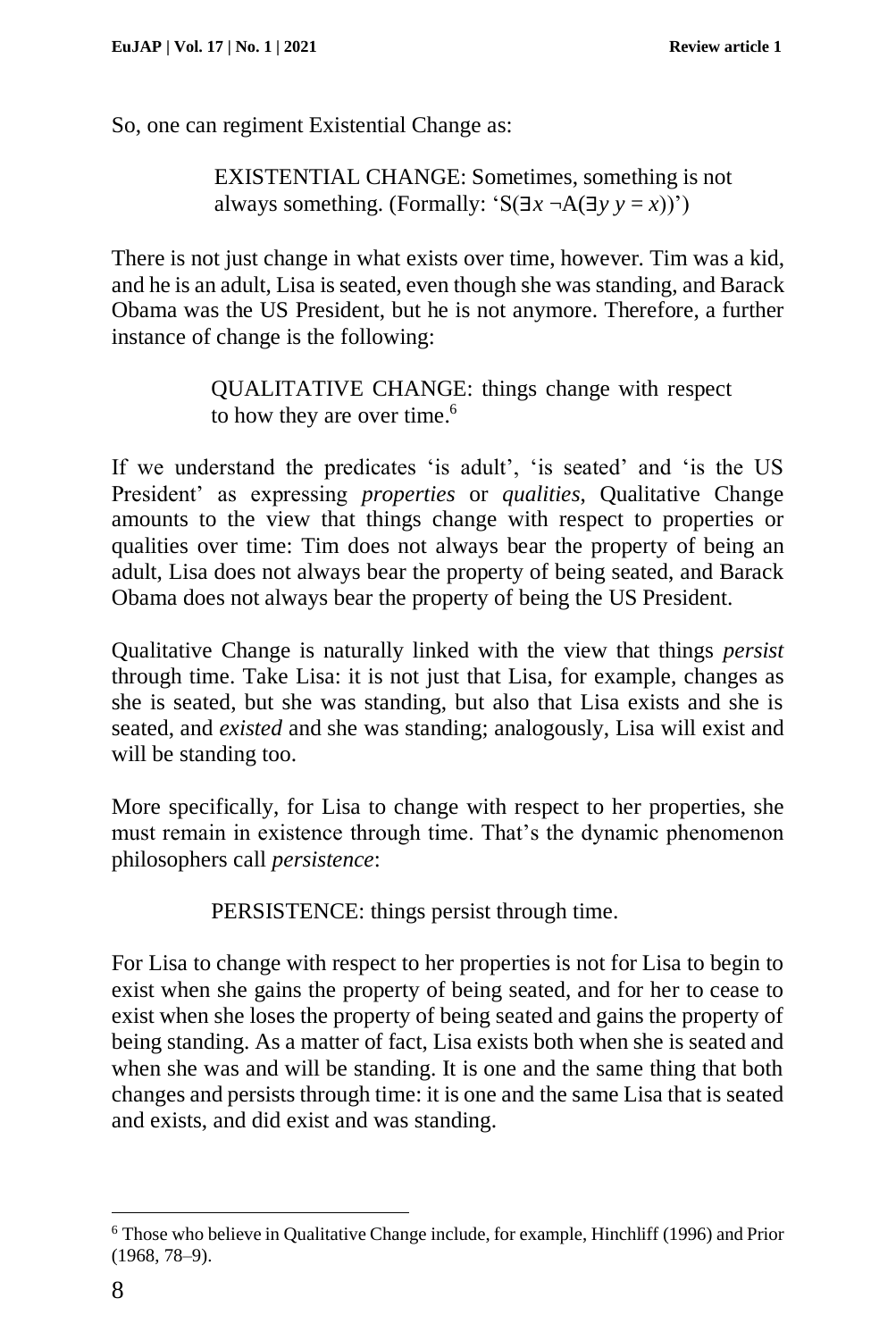So, one can regiment Existential Change as:

> EXISTENTIAL CHANGE: Sometimes, something is not always something. (Formally: '$\mathrm{S}(\exists x \neg \mathrm{A}(\exists y\ y = x))$')

There is not just change in what exists over time, however. Tim was a kid, and he is an adult, Lisa is seated, even though she was standing, and Barack Obama was the US President, but he is not anymore. Therefore, a further instance of change is the following:

> QUALITATIVE CHANGE: things change with respect to how they are over time.[6]

If we understand the predicates 'is adult', 'is seated' and 'is the US President' as expressing *properties* or *qualities*, Qualitative Change amounts to the view that things change with respect to properties or qualities over time: Tim does not always bear the property of being an adult, Lisa does not always bear the property of being seated, and Barack Obama does not always bear the property of being the US President.

Qualitative Change is naturally linked with the view that things *persist* through time. Take Lisa: it is not just that Lisa, for example, changes as she is seated, but she was standing, but also that Lisa exists and she is seated, and *existed* and she was standing; analogously, Lisa will exist and will be standing too.

More specifically, for Lisa to change with respect to her properties, she must remain in existence through time. That's the dynamic phenomenon philosophers call *persistence*:

> PERSISTENCE: things persist through time.

For Lisa to change with respect to her properties is not for Lisa to begin to exist when she gains the property of being seated, and for her to cease to exist when she loses the property of being seated and gains the property of being standing. As a matter of fact, Lisa exists both when she is seated and when she was and will be standing. It is one and the same thing that both changes and persists through time: it is one and the same Lisa that is seated and exists, and did exist and was standing.

---

[6] Those who believe in Qualitative Change include, for example, Hinchliff (1996) and Prior (1968, 78–9).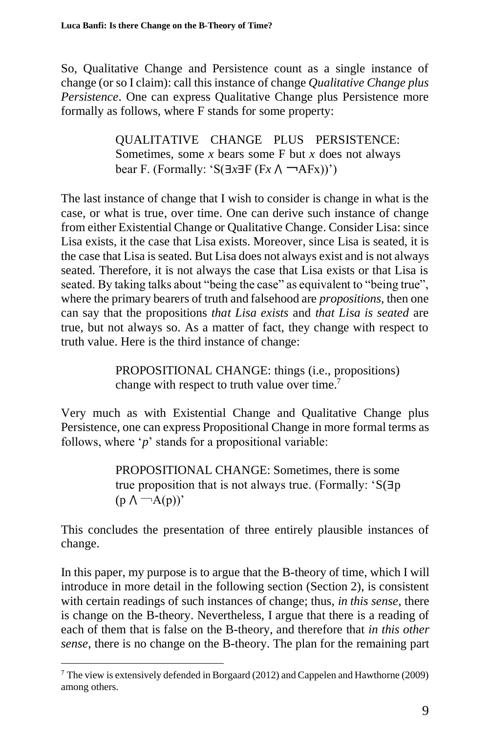So, Qualitative Change and Persistence count as a single instance of change (or so I claim): call this instance of change *Qualitative Change plus Persistence*. One can express Qualitative Change plus Persistence more formally as follows, where F stands for some property:

> QUALITATIVE CHANGE PLUS PERSISTENCE: Sometimes, some *x* bears some F but *x* does not always bear F. (Formally: '$S(\exists x \exists F\, (Fx \land \neg AFx))$')

The last instance of change that I wish to consider is change in what is the case, or what is true, over time. One can derive such instance of change from either Existential Change or Qualitative Change. Consider Lisa: since Lisa exists, it the case that Lisa exists. Moreover, since Lisa is seated, it is the case that Lisa is seated. But Lisa does not always exist and is not always seated. Therefore, it is not always the case that Lisa exists or that Lisa is seated. By taking talks about "being the case" as equivalent to "being true", where the primary bearers of truth and falsehood are *propositions*, then one can say that the propositions *that Lisa exists* and *that Lisa is seated* are true, but not always so. As a matter of fact, they change with respect to truth value. Here is the third instance of change:

> PROPOSITIONAL CHANGE: things (i.e., propositions) change with respect to truth value over time.[7]

Very much as with Existential Change and Qualitative Change plus Persistence, one can express Propositional Change in more formal terms as follows, where '*p*' stands for a propositional variable:

> PROPOSITIONAL CHANGE: Sometimes, there is some true proposition that is not always true. (Formally: '$S(\exists p\, (p \land \neg A(p))$'

This concludes the presentation of three entirely plausible instances of change.

In this paper, my purpose is to argue that the B-theory of time, which I will introduce in more detail in the following section (Section 2), is consistent with certain readings of such instances of change; thus, *in this sense*, there is change on the B-theory. Nevertheless, I argue that there is a reading of each of them that is false on the B-theory, and therefore that *in this other sense*, there is no change on the B-theory. The plan for the remaining part

[7] The view is extensively defended in Borgaard (2012) and Cappelen and Hawthorne (2009) among others.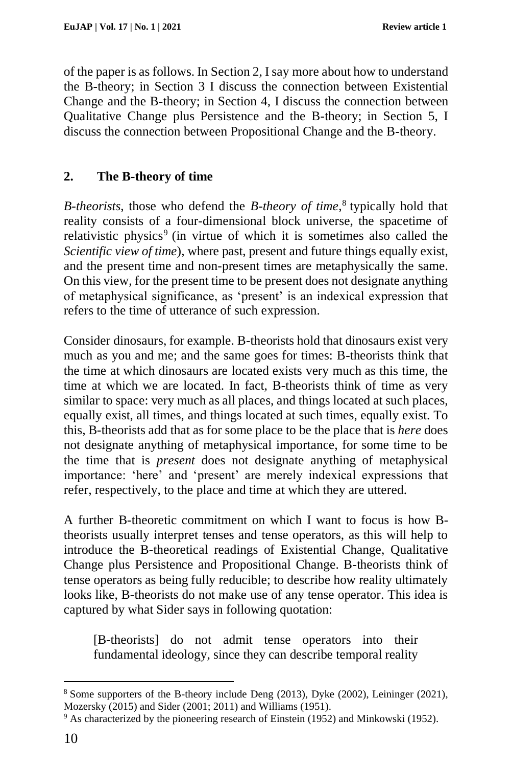of the paper is as follows. In Section 2, I say more about how to understand the B-theory; in Section 3 I discuss the connection between Existential Change and the B-theory; in Section 4, I discuss the connection between Qualitative Change plus Persistence and the B-theory; in Section 5, I discuss the connection between Propositional Change and the B-theory.

## 2. The B-theory of time

*B-theorists*, those who defend the *B-theory of time*,[8] typically hold that reality consists of a four-dimensional block universe, the spacetime of relativistic physics[9] (in virtue of which it is sometimes also called the *Scientific view of time*), where past, present and future things equally exist, and the present time and non-present times are metaphysically the same. On this view, for the present time to be present does not designate anything of metaphysical significance, as 'present' is an indexical expression that refers to the time of utterance of such expression.

Consider dinosaurs, for example. B-theorists hold that dinosaurs exist very much as you and me; and the same goes for times: B-theorists think that the time at which dinosaurs are located exists very much as this time, the time at which we are located. In fact, B-theorists think of time as very similar to space: very much as all places, and things located at such places, equally exist, all times, and things located at such times, equally exist. To this, B-theorists add that as for some place to be the place that is *here* does not designate anything of metaphysical importance, for some time to be the time that is *present* does not designate anything of metaphysical importance: 'here' and 'present' are merely indexical expressions that refer, respectively, to the place and time at which they are uttered.

A further B-theoretic commitment on which I want to focus is how B-theorists usually interpret tenses and tense operators, as this will help to introduce the B-theoretical readings of Existential Change, Qualitative Change plus Persistence and Propositional Change. B-theorists think of tense operators as being fully reducible; to describe how reality ultimately looks like, B-theorists do not make use of any tense operator. This idea is captured by what Sider says in following quotation:

> [B-theorists] do not admit tense operators into their fundamental ideology, since they can describe temporal reality

---

[8] Some supporters of the B-theory include Deng (2013), Dyke (2002), Leininger (2021), Mozersky (2015) and Sider (2001; 2011) and Williams (1951).

[9] As characterized by the pioneering research of Einstein (1952) and Minkowski (1952).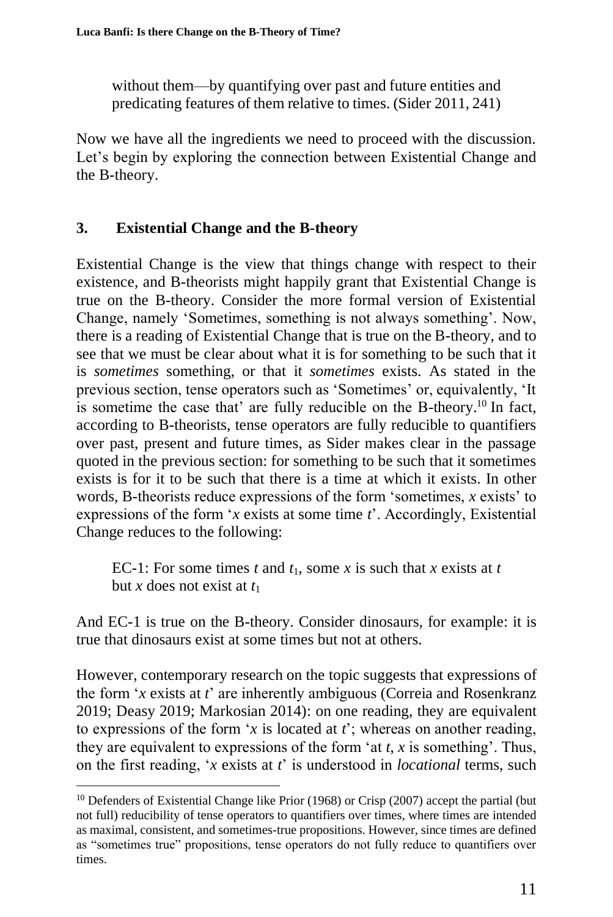> without them—by quantifying over past and future entities and predicating features of them relative to times. (Sider 2011, 241)

Now we have all the ingredients we need to proceed with the discussion. Let's begin by exploring the connection between Existential Change and the B-theory.

## 3. Existential Change and the B-theory

Existential Change is the view that things change with respect to their existence, and B-theorists might happily grant that Existential Change is true on the B-theory. Consider the more formal version of Existential Change, namely 'Sometimes, something is not always something'. Now, there is a reading of Existential Change that is true on the B-theory, and to see that we must be clear about what it is for something to be such that it is *sometimes* something, or that it *sometimes* exists. As stated in the previous section, tense operators such as 'Sometimes' or, equivalently, 'It is sometime the case that' are fully reducible on the B-theory.[10] In fact, according to B-theorists, tense operators are fully reducible to quantifiers over past, present and future times, as Sider makes clear in the passage quoted in the previous section: for something to be such that it sometimes exists is for it to be such that there is a time at which it exists. In other words, B-theorists reduce expressions of the form 'sometimes, $x$ exists' to expressions of the form '$x$ exists at some time $t$'. Accordingly, Existential Change reduces to the following:

> EC-1: For some times $t$ and $t_1$, some $x$ is such that $x$ exists at $t$ but $x$ does not exist at $t_1$

And EC-1 is true on the B-theory. Consider dinosaurs, for example: it is true that dinosaurs exist at some times but not at others.

However, contemporary research on the topic suggests that expressions of the form '$x$ exists at $t$' are inherently ambiguous (Correia and Rosenkranz 2019; Deasy 2019; Markosian 2014): on one reading, they are equivalent to expressions of the form '$x$ is located at $t$'; whereas on another reading, they are equivalent to expressions of the form 'at $t$, $x$ is something'. Thus, on the first reading, '$x$ exists at $t$' is understood in *locational* terms, such

[10] Defenders of Existential Change like Prior (1968) or Crisp (2007) accept the partial (but not full) reducibility of tense operators to quantifiers over times, where times are intended as maximal, consistent, and sometimes-true propositions. However, since times are defined as "sometimes true" propositions, tense operators do not fully reduce to quantifiers over times.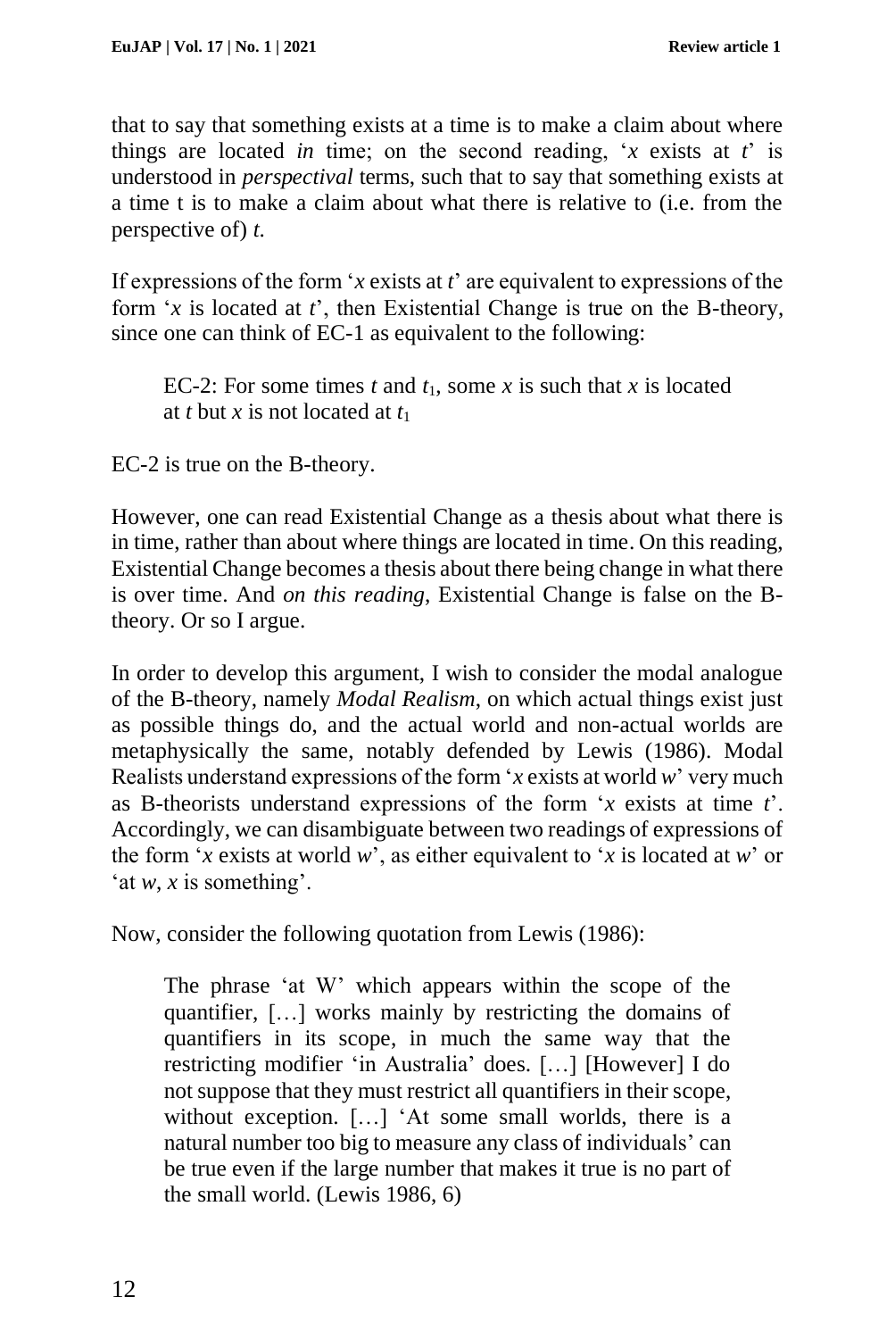that to say that something exists at a time is to make a claim about where things are located *in* time; on the second reading, '$x$ exists at $t$' is understood in *perspectival* terms, such that to say that something exists at a time t is to make a claim about what there is relative to (i.e. from the perspective of) $t$.

If expressions of the form '$x$ exists at $t$' are equivalent to expressions of the form '$x$ is located at $t$', then Existential Change is true on the B-theory, since one can think of EC-1 as equivalent to the following:

> EC-2: For some times $t$ and $t_1$, some $x$ is such that $x$ is located at $t$ but $x$ is not located at $t_1$

EC-2 is true on the B-theory.

However, one can read Existential Change as a thesis about what there is in time, rather than about where things are located in time. On this reading, Existential Change becomes a thesis about there being change in what there is over time. And *on this reading*, Existential Change is false on the B-theory. Or so I argue.

In order to develop this argument, I wish to consider the modal analogue of the B-theory, namely *Modal Realism*, on which actual things exist just as possible things do, and the actual world and non-actual worlds are metaphysically the same, notably defended by Lewis (1986). Modal Realists understand expressions of the form '$x$ exists at world $w$' very much as B-theorists understand expressions of the form '$x$ exists at time $t$'. Accordingly, we can disambiguate between two readings of expressions of the form '$x$ exists at world $w$', as either equivalent to '$x$ is located at $w$' or 'at $w$, $x$ is something'.

Now, consider the following quotation from Lewis (1986):

> The phrase 'at W' which appears within the scope of the quantifier, […] works mainly by restricting the domains of quantifiers in its scope, in much the same way that the restricting modifier 'in Australia' does. […] [However] I do not suppose that they must restrict all quantifiers in their scope, without exception. […] 'At some small worlds, there is a natural number too big to measure any class of individuals' can be true even if the large number that makes it true is no part of the small world. (Lewis 1986, 6)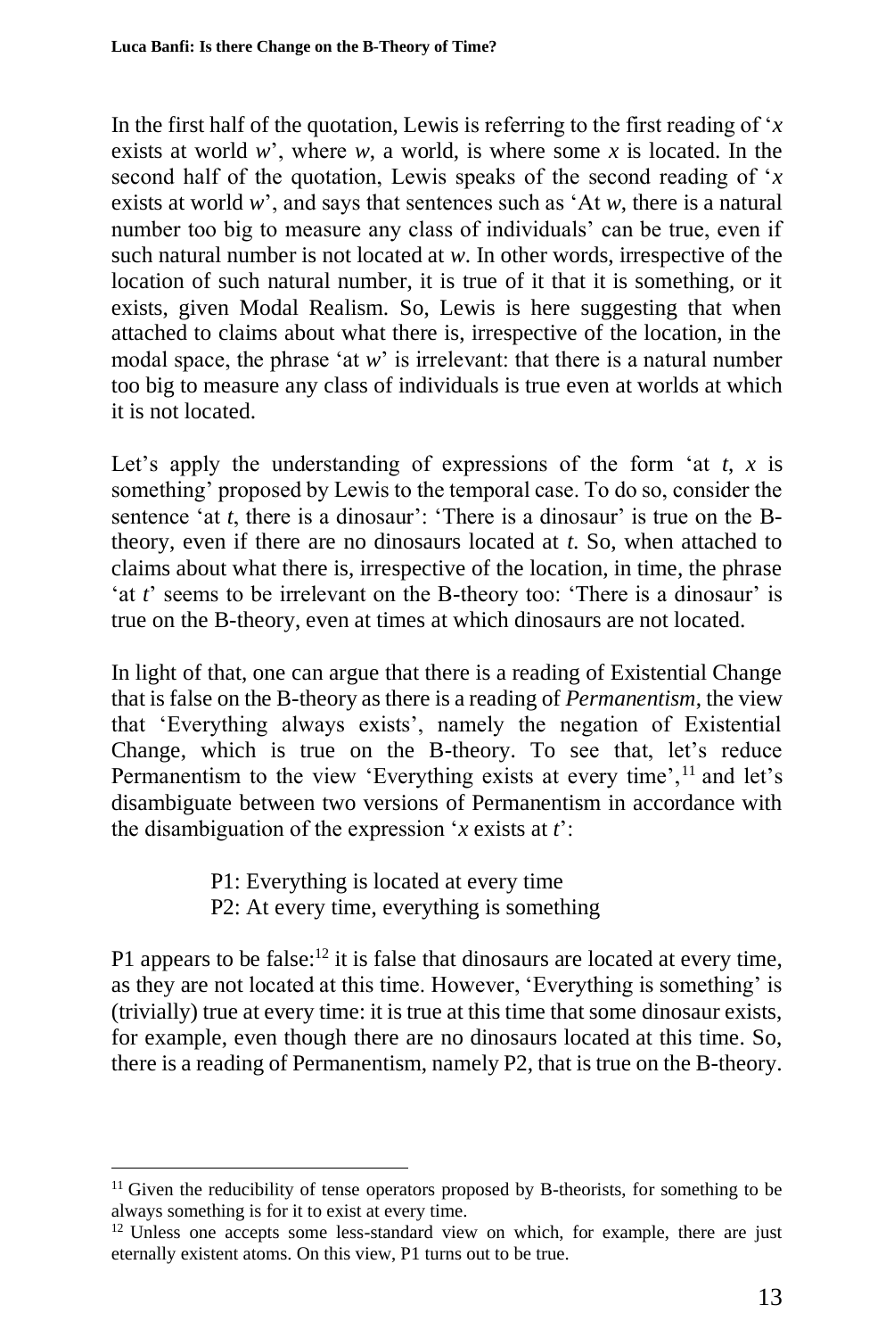In the first half of the quotation, Lewis is referring to the first reading of '*x* exists at world *w*', where *w*, a world, is where some *x* is located. In the second half of the quotation, Lewis speaks of the second reading of '*x* exists at world *w*', and says that sentences such as 'At *w*, there is a natural number too big to measure any class of individuals' can be true, even if such natural number is not located at *w*. In other words, irrespective of the location of such natural number, it is true of it that it is something, or it exists, given Modal Realism. So, Lewis is here suggesting that when attached to claims about what there is, irrespective of the location, in the modal space, the phrase 'at *w*' is irrelevant: that there is a natural number too big to measure any class of individuals is true even at worlds at which it is not located.

Let's apply the understanding of expressions of the form 'at *t*, *x* is something' proposed by Lewis to the temporal case. To do so, consider the sentence 'at *t*, there is a dinosaur': 'There is a dinosaur' is true on the B-theory, even if there are no dinosaurs located at *t*. So, when attached to claims about what there is, irrespective of the location, in time, the phrase 'at *t*' seems to be irrelevant on the B-theory too: 'There is a dinosaur' is true on the B-theory, even at times at which dinosaurs are not located.

In light of that, one can argue that there is a reading of Existential Change that is false on the B-theory as there is a reading of *Permanentism*, the view that 'Everything always exists', namely the negation of Existential Change, which is true on the B-theory. To see that, let's reduce Permanentism to the view 'Everything exists at every time',[11] and let's disambiguate between two versions of Permanentism in accordance with the disambiguation of the expression '*x* exists at *t*':

> P1: Everything is located at every time
> P2: At every time, everything is something

P1 appears to be false:[12] it is false that dinosaurs are located at every time, as they are not located at this time. However, 'Everything is something' is (trivially) true at every time: it is true at this time that some dinosaur exists, for example, even though there are no dinosaurs located at this time. So, there is a reading of Permanentism, namely P2, that is true on the B-theory.

---

[11] Given the reducibility of tense operators proposed by B-theorists, for something to be always something is for it to exist at every time.

[12] Unless one accepts some less-standard view on which, for example, there are just eternally existent atoms. On this view, P1 turns out to be true.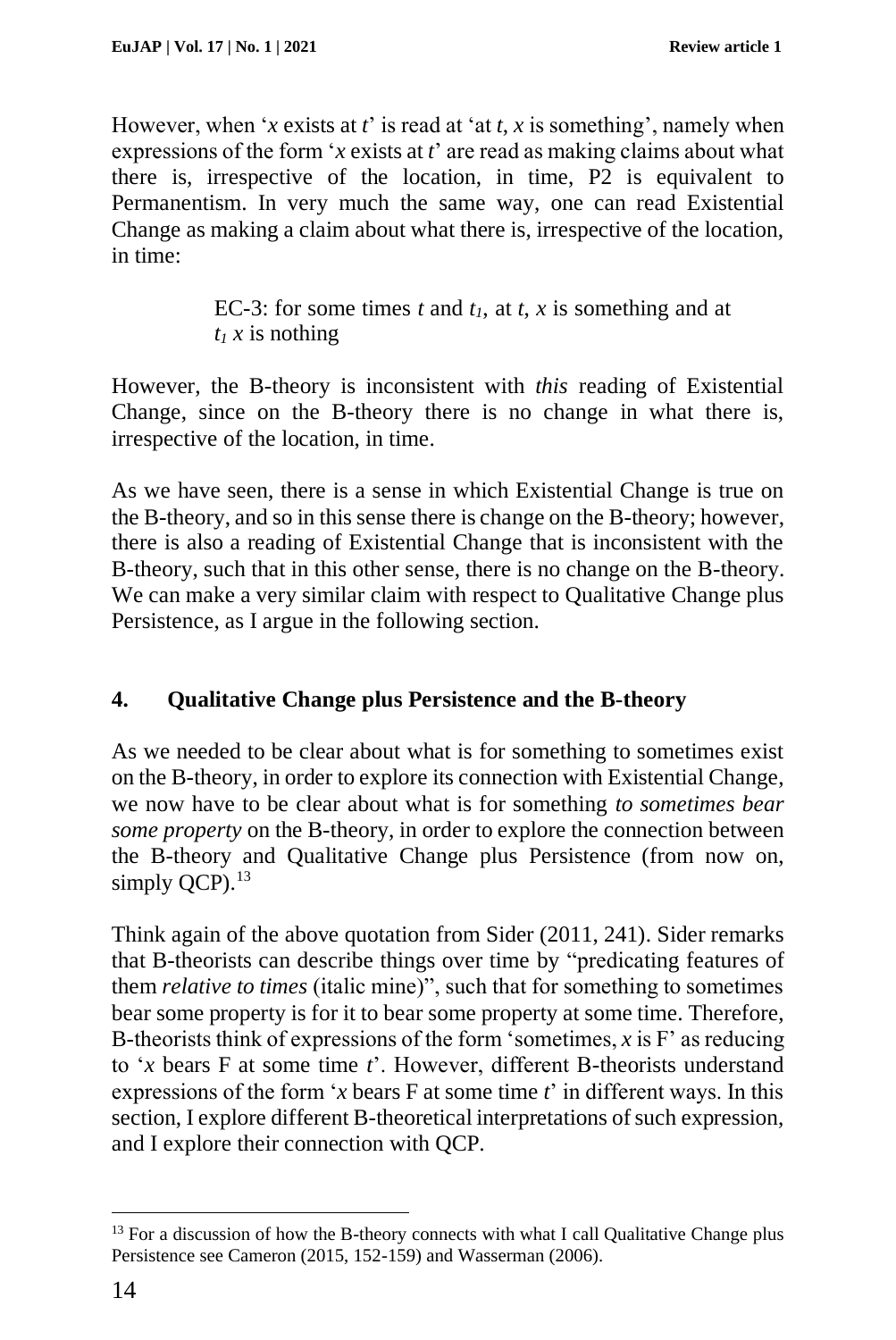However, when '*x* exists at *t*' is read at 'at *t*, *x* is something', namely when expressions of the form '*x* exists at *t*' are read as making claims about what there is, irrespective of the location, in time, P2 is equivalent to Permanentism. In very much the same way, one can read Existential Change as making a claim about what there is, irrespective of the location, in time:

> EC-3: for some times *t* and $t_1$, at *t*, *x* is something and at $t_1$ *x* is nothing

However, the B-theory is inconsistent with *this* reading of Existential Change, since on the B-theory there is no change in what there is, irrespective of the location, in time.

As we have seen, there is a sense in which Existential Change is true on the B-theory, and so in this sense there is change on the B-theory; however, there is also a reading of Existential Change that is inconsistent with the B-theory, such that in this other sense, there is no change on the B-theory. We can make a very similar claim with respect to Qualitative Change plus Persistence, as I argue in the following section.

## 4. Qualitative Change plus Persistence and the B-theory

As we needed to be clear about what is for something to sometimes exist on the B-theory, in order to explore its connection with Existential Change, we now have to be clear about what is for something *to sometimes bear some property* on the B-theory, in order to explore the connection between the B-theory and Qualitative Change plus Persistence (from now on, simply QCP).[13]

Think again of the above quotation from Sider (2011, 241). Sider remarks that B-theorists can describe things over time by "predicating features of them *relative to times* (italic mine)", such that for something to sometimes bear some property is for it to bear some property at some time. Therefore, B-theorists think of expressions of the form 'sometimes, *x* is F' as reducing to '*x* bears F at some time *t*'. However, different B-theorists understand expressions of the form '*x* bears F at some time *t*' in different ways. In this section, I explore different B-theoretical interpretations of such expression, and I explore their connection with QCP.

[13] For a discussion of how the B-theory connects with what I call Qualitative Change plus Persistence see Cameron (2015, 152-159) and Wasserman (2006).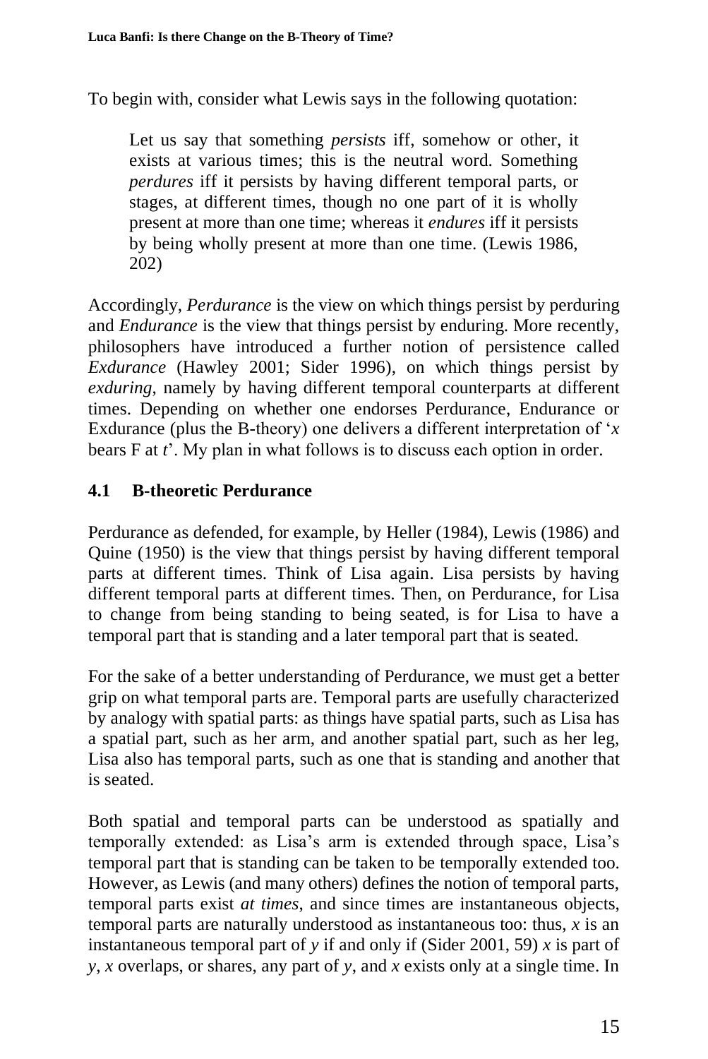To begin with, consider what Lewis says in the following quotation:

> Let us say that something *persists* iff, somehow or other, it exists at various times; this is the neutral word. Something *perdures* iff it persists by having different temporal parts, or stages, at different times, though no one part of it is wholly present at more than one time; whereas it *endures* iff it persists by being wholly present at more than one time. (Lewis 1986, 202)

Accordingly, *Perdurance* is the view on which things persist by perduring and *Endurance* is the view that things persist by enduring. More recently, philosophers have introduced a further notion of persistence called *Exdurance* (Hawley 2001; Sider 1996), on which things persist by *exduring*, namely by having different temporal counterparts at different times. Depending on whether one endorses Perdurance, Endurance or Exdurance (plus the B-theory) one delivers a different interpretation of '*x* bears F at *t*'. My plan in what follows is to discuss each option in order.

### 4.1 B-theoretic Perdurance

Perdurance as defended, for example, by Heller (1984), Lewis (1986) and Quine (1950) is the view that things persist by having different temporal parts at different times. Think of Lisa again. Lisa persists by having different temporal parts at different times. Then, on Perdurance, for Lisa to change from being standing to being seated, is for Lisa to have a temporal part that is standing and a later temporal part that is seated.

For the sake of a better understanding of Perdurance, we must get a better grip on what temporal parts are. Temporal parts are usefully characterized by analogy with spatial parts: as things have spatial parts, such as Lisa has a spatial part, such as her arm, and another spatial part, such as her leg, Lisa also has temporal parts, such as one that is standing and another that is seated.

Both spatial and temporal parts can be understood as spatially and temporally extended: as Lisa's arm is extended through space, Lisa's temporal part that is standing can be taken to be temporally extended too. However, as Lewis (and many others) defines the notion of temporal parts, temporal parts exist *at times*, and since times are instantaneous objects, temporal parts are naturally understood as instantaneous too: thus, *x* is an instantaneous temporal part of *y* if and only if (Sider 2001, 59) *x* is part of *y*, *x* overlaps, or shares, any part of *y*, and *x* exists only at a single time. In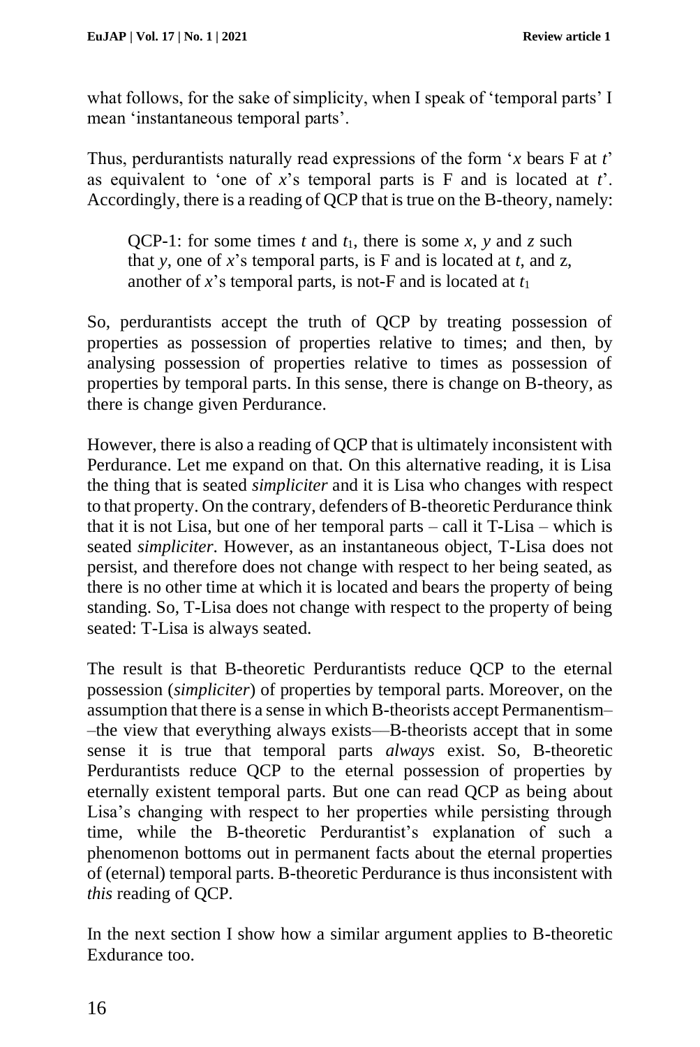what follows, for the sake of simplicity, when I speak of 'temporal parts' I mean 'instantaneous temporal parts'.

Thus, perdurantists naturally read expressions of the form '$x$ bears F at $t$' as equivalent to 'one of $x$'s temporal parts is F and is located at $t$'. Accordingly, there is a reading of QCP that is true on the B-theory, namely:

> QCP-1: for some times $t$ and $t_1$, there is some $x$, $y$ and $z$ such that $y$, one of $x$'s temporal parts, is F and is located at $t$, and z, another of $x$'s temporal parts, is not-F and is located at $t_1$

So, perdurantists accept the truth of QCP by treating possession of properties as possession of properties relative to times; and then, by analysing possession of properties relative to times as possession of properties by temporal parts. In this sense, there is change on B-theory, as there is change given Perdurance.

However, there is also a reading of QCP that is ultimately inconsistent with Perdurance. Let me expand on that. On this alternative reading, it is Lisa the thing that is seated *simpliciter* and it is Lisa who changes with respect to that property. On the contrary, defenders of B-theoretic Perdurance think that it is not Lisa, but one of her temporal parts – call it T-Lisa – which is seated *simpliciter*. However, as an instantaneous object, T-Lisa does not persist, and therefore does not change with respect to her being seated, as there is no other time at which it is located and bears the property of being standing. So, T-Lisa does not change with respect to the property of being seated: T-Lisa is always seated.

The result is that B-theoretic Perdurantists reduce QCP to the eternal possession (*simpliciter*) of properties by temporal parts. Moreover, on the assumption that there is a sense in which B-theorists accept Permanentism––the view that everything always exists—B-theorists accept that in some sense it is true that temporal parts *always* exist. So, B-theoretic Perdurantists reduce QCP to the eternal possession of properties by eternally existent temporal parts. But one can read QCP as being about Lisa's changing with respect to her properties while persisting through time, while the B-theoretic Perdurantist's explanation of such a phenomenon bottoms out in permanent facts about the eternal properties of (eternal) temporal parts. B-theoretic Perdurance is thus inconsistent with *this* reading of QCP.

In the next section I show how a similar argument applies to B-theoretic Exdurance too.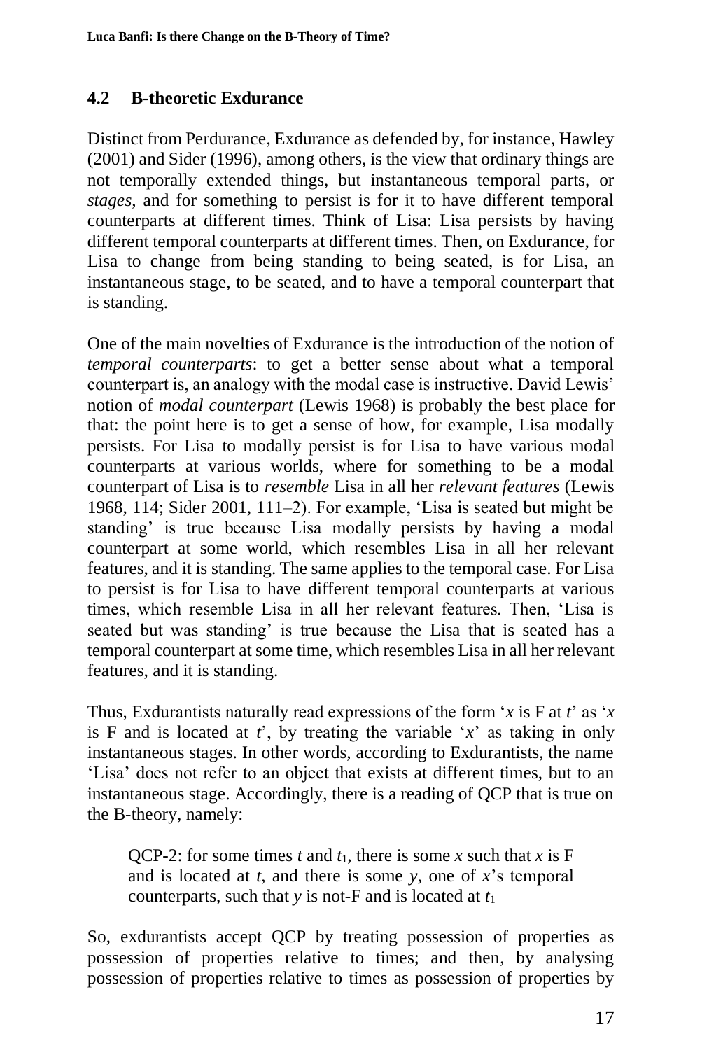## 4.2 B-theoretic Exdurance

Distinct from Perdurance, Exdurance as defended by, for instance, Hawley (2001) and Sider (1996), among others, is the view that ordinary things are not temporally extended things, but instantaneous temporal parts, or *stages,* and for something to persist is for it to have different temporal counterparts at different times. Think of Lisa: Lisa persists by having different temporal counterparts at different times. Then, on Exdurance, for Lisa to change from being standing to being seated, is for Lisa, an instantaneous stage, to be seated, and to have a temporal counterpart that is standing.

One of the main novelties of Exdurance is the introduction of the notion of *temporal counterparts*: to get a better sense about what a temporal counterpart is, an analogy with the modal case is instructive. David Lewis' notion of *modal counterpart* (Lewis 1968) is probably the best place for that: the point here is to get a sense of how, for example, Lisa modally persists. For Lisa to modally persist is for Lisa to have various modal counterparts at various worlds, where for something to be a modal counterpart of Lisa is to *resemble* Lisa in all her *relevant features* (Lewis 1968, 114; Sider 2001, 111–2). For example, 'Lisa is seated but might be standing' is true because Lisa modally persists by having a modal counterpart at some world, which resembles Lisa in all her relevant features, and it is standing. The same applies to the temporal case. For Lisa to persist is for Lisa to have different temporal counterparts at various times, which resemble Lisa in all her relevant features. Then, 'Lisa is seated but was standing' is true because the Lisa that is seated has a temporal counterpart at some time, which resembles Lisa in all her relevant features, and it is standing.

Thus, Exdurantists naturally read expressions of the form '$x$ is F at $t$' as '$x$ is F and is located at $t$', by treating the variable '$x$' as taking in only instantaneous stages. In other words, according to Exdurantists, the name 'Lisa' does not refer to an object that exists at different times, but to an instantaneous stage. Accordingly, there is a reading of QCP that is true on the B-theory, namely:

> QCP-2: for some times $t$ and $t_1$, there is some $x$ such that $x$ is F and is located at $t$, and there is some $y$, one of $x$'s temporal counterparts, such that $y$ is not-F and is located at $t_1$

So, exdurantists accept QCP by treating possession of properties as possession of properties relative to times; and then, by analysing possession of properties relative to times as possession of properties by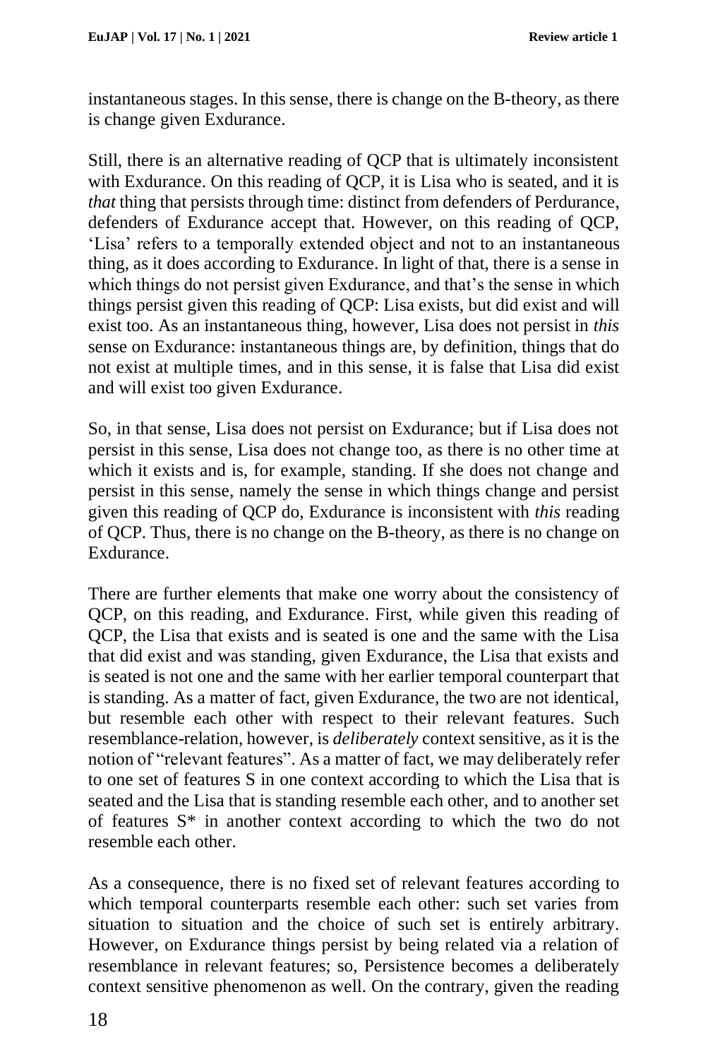instantaneous stages. In this sense, there is change on the B-theory, as there is change given Exdurance.

Still, there is an alternative reading of QCP that is ultimately inconsistent with Exdurance. On this reading of QCP, it is Lisa who is seated, and it is *that* thing that persists through time: distinct from defenders of Perdurance, defenders of Exdurance accept that. However, on this reading of QCP, 'Lisa' refers to a temporally extended object and not to an instantaneous thing, as it does according to Exdurance. In light of that, there is a sense in which things do not persist given Exdurance, and that's the sense in which things persist given this reading of QCP: Lisa exists, but did exist and will exist too. As an instantaneous thing, however, Lisa does not persist in *this* sense on Exdurance: instantaneous things are, by definition, things that do not exist at multiple times, and in this sense, it is false that Lisa did exist and will exist too given Exdurance.

So, in that sense, Lisa does not persist on Exdurance; but if Lisa does not persist in this sense, Lisa does not change too, as there is no other time at which it exists and is, for example, standing. If she does not change and persist in this sense, namely the sense in which things change and persist given this reading of QCP do, Exdurance is inconsistent with *this* reading of QCP. Thus, there is no change on the B-theory, as there is no change on Exdurance.

There are further elements that make one worry about the consistency of QCP, on this reading, and Exdurance. First, while given this reading of QCP, the Lisa that exists and is seated is one and the same with the Lisa that did exist and was standing, given Exdurance, the Lisa that exists and is seated is not one and the same with her earlier temporal counterpart that is standing. As a matter of fact, given Exdurance, the two are not identical, but resemble each other with respect to their relevant features. Such resemblance-relation, however, is *deliberately* context sensitive, as it is the notion of "relevant features". As a matter of fact, we may deliberately refer to one set of features S in one context according to which the Lisa that is seated and the Lisa that is standing resemble each other, and to another set of features S* in another context according to which the two do not resemble each other.

As a consequence, there is no fixed set of relevant features according to which temporal counterparts resemble each other: such set varies from situation to situation and the choice of such set is entirely arbitrary. However, on Exdurance things persist by being related via a relation of resemblance in relevant features; so, Persistence becomes a deliberately context sensitive phenomenon as well. On the contrary, given the reading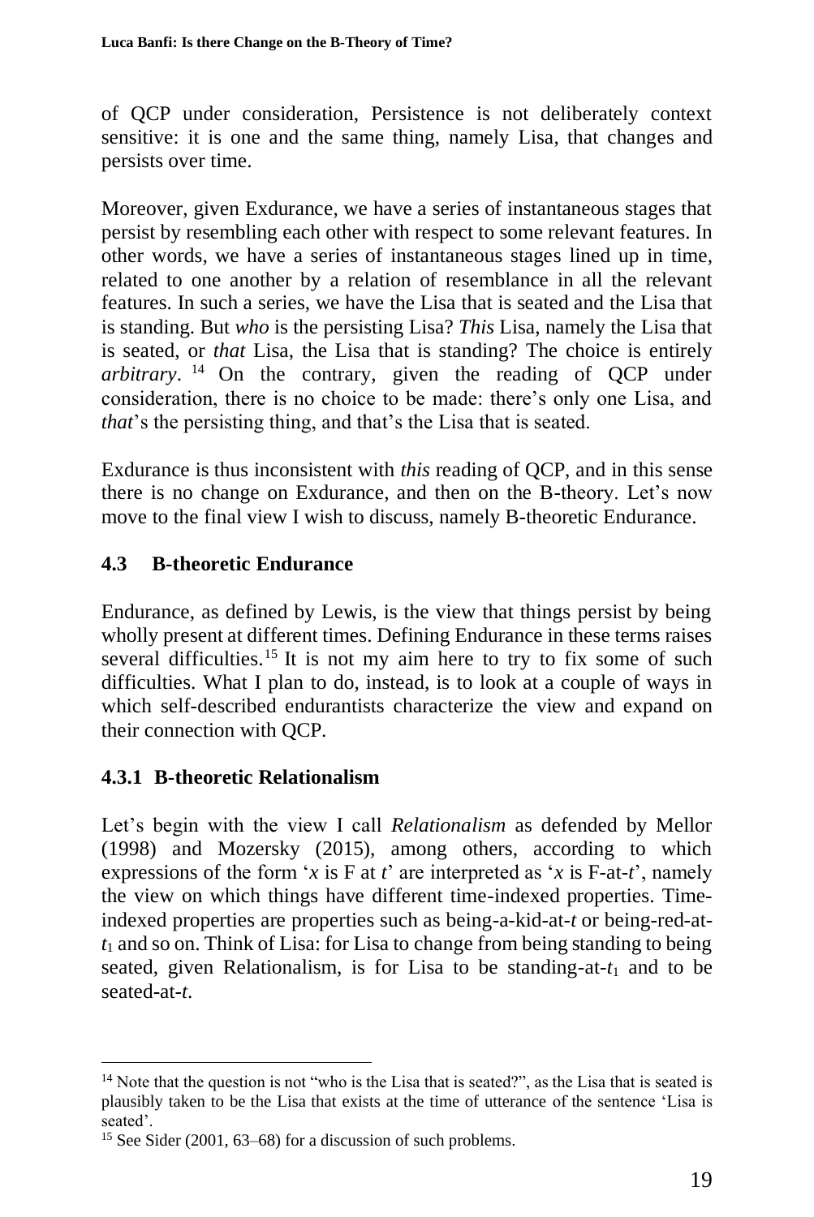of QCP under consideration, Persistence is not deliberately context sensitive: it is one and the same thing, namely Lisa, that changes and persists over time.

Moreover, given Exdurance, we have a series of instantaneous stages that persist by resembling each other with respect to some relevant features. In other words, we have a series of instantaneous stages lined up in time, related to one another by a relation of resemblance in all the relevant features. In such a series, we have the Lisa that is seated and the Lisa that is standing. But *who* is the persisting Lisa? *This* Lisa, namely the Lisa that is seated, or *that* Lisa, the Lisa that is standing? The choice is entirely *arbitrary*.[14] On the contrary, given the reading of QCP under consideration, there is no choice to be made: there's only one Lisa, and *that*'s the persisting thing, and that's the Lisa that is seated.

Exdurance is thus inconsistent with *this* reading of QCP, and in this sense there is no change on Exdurance, and then on the B-theory. Let's now move to the final view I wish to discuss, namely B-theoretic Endurance.

### 4.3 B-theoretic Endurance

Endurance, as defined by Lewis, is the view that things persist by being wholly present at different times. Defining Endurance in these terms raises several difficulties.[15] It is not my aim here to try to fix some of such difficulties. What I plan to do, instead, is to look at a couple of ways in which self-described endurantists characterize the view and expand on their connection with QCP.

#### 4.3.1 B-theoretic Relationalism

Let's begin with the view I call *Relationalism* as defended by Mellor (1998) and Mozersky (2015), among others, according to which expressions of the form '$x$ is F at $t$' are interpreted as '$x$ is F-at-$t$', namely the view on which things have different time-indexed properties. Time-indexed properties are properties such as being-a-kid-at-$t$ or being-red-at-$t_1$ and so on. Think of Lisa: for Lisa to change from being standing to being seated, given Relationalism, is for Lisa to be standing-at-$t_1$ and to be seated-at-$t$.

[14] Note that the question is not "who is the Lisa that is seated?", as the Lisa that is seated is plausibly taken to be the Lisa that exists at the time of utterance of the sentence 'Lisa is seated'.

[15] See Sider (2001, 63–68) for a discussion of such problems.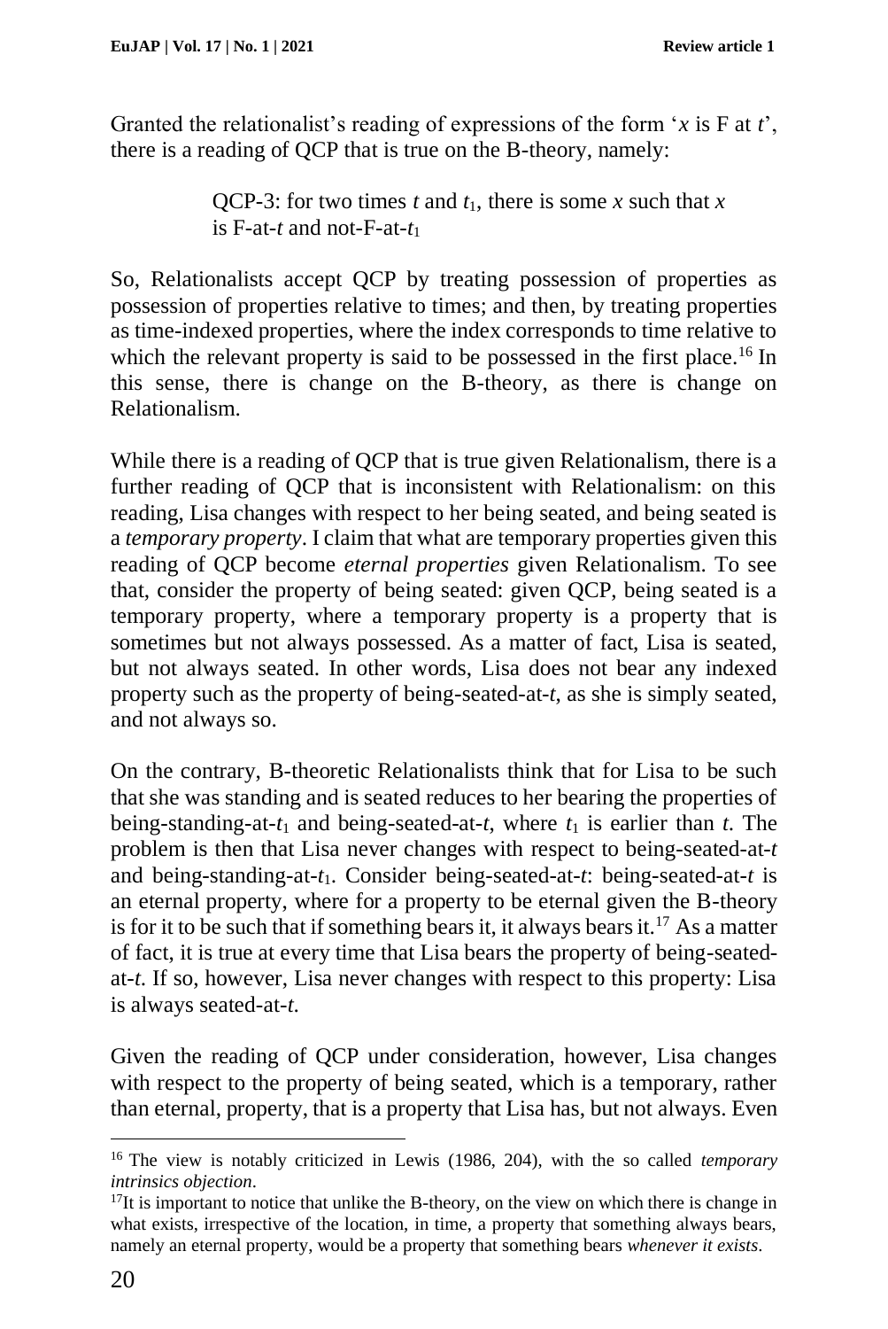Granted the relationalist's reading of expressions of the form '$x$ is F at $t$', there is a reading of QCP that is true on the B-theory, namely:

> QCP-3: for two times $t$ and $t_1$, there is some $x$ such that $x$ is F-at-$t$ and not-F-at-$t_1$

So, Relationalists accept QCP by treating possession of properties as possession of properties relative to times; and then, by treating properties as time-indexed properties, where the index corresponds to time relative to which the relevant property is said to be possessed in the first place.[16] In this sense, there is change on the B-theory, as there is change on Relationalism.

While there is a reading of QCP that is true given Relationalism, there is a further reading of QCP that is inconsistent with Relationalism: on this reading, Lisa changes with respect to her being seated, and being seated is a *temporary property*. I claim that what are temporary properties given this reading of QCP become *eternal properties* given Relationalism. To see that, consider the property of being seated: given QCP, being seated is a temporary property, where a temporary property is a property that is sometimes but not always possessed. As a matter of fact, Lisa is seated, but not always seated. In other words, Lisa does not bear any indexed property such as the property of being-seated-at-$t$, as she is simply seated, and not always so.

On the contrary, B-theoretic Relationalists think that for Lisa to be such that she was standing and is seated reduces to her bearing the properties of being-standing-at-$t_1$ and being-seated-at-$t$, where $t_1$ is earlier than $t$. The problem is then that Lisa never changes with respect to being-seated-at-$t$ and being-standing-at-$t_1$. Consider being-seated-at-$t$: being-seated-at-$t$ is an eternal property, where for a property to be eternal given the B-theory is for it to be such that if something bears it, it always bears it.[17] As a matter of fact, it is true at every time that Lisa bears the property of being-seated-at-$t$. If so, however, Lisa never changes with respect to this property: Lisa is always seated-at-$t$.

Given the reading of QCP under consideration, however, Lisa changes with respect to the property of being seated, which is a temporary, rather than eternal, property, that is a property that Lisa has, but not always. Even

---

[16] The view is notably criticized in Lewis (1986, 204), with the so called *temporary intrinsics objection*.

[17] It is important to notice that unlike the B-theory, on the view on which there is change in what exists, irrespective of the location, in time, a property that something always bears, namely an eternal property, would be a property that something bears *whenever it exists*.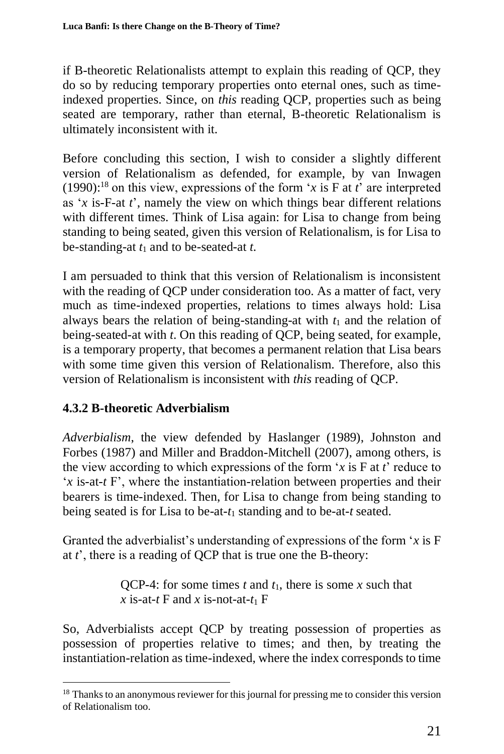if B-theoretic Relationalists attempt to explain this reading of QCP, they do so by reducing temporary properties onto eternal ones, such as time-indexed properties. Since, on *this* reading QCP, properties such as being seated are temporary, rather than eternal, B-theoretic Relationalism is ultimately inconsistent with it.

Before concluding this section, I wish to consider a slightly different version of Relationalism as defended, for example, by van Inwagen (1990):[18] on this view, expressions of the form '*x* is F at *t*' are interpreted as '*x* is-F-at *t*', namely the view on which things bear different relations with different times. Think of Lisa again: for Lisa to change from being standing to being seated, given this version of Relationalism, is for Lisa to be-standing-at $t_1$ and to be-seated-at *t*.

I am persuaded to think that this version of Relationalism is inconsistent with the reading of QCP under consideration too. As a matter of fact, very much as time-indexed properties, relations to times always hold: Lisa always bears the relation of being-standing-at with $t_1$ and the relation of being-seated-at with *t*. On this reading of QCP, being seated, for example, is a temporary property, that becomes a permanent relation that Lisa bears with some time given this version of Relationalism. Therefore, also this version of Relationalism is inconsistent with *this* reading of QCP.

### 4.3.2 B-theoretic Adverbialism

*Adverbialism*, the view defended by Haslanger (1989), Johnston and Forbes (1987) and Miller and Braddon-Mitchell (2007), among others, is the view according to which expressions of the form '*x* is F at *t*' reduce to '*x* is-at-*t* F', where the instantiation-relation between properties and their bearers is time-indexed. Then, for Lisa to change from being standing to being seated is for Lisa to be-at-$t_1$ standing and to be-at-*t* seated.

Granted the adverbialist's understanding of expressions of the form '*x* is F at *t*', there is a reading of QCP that is true one the B-theory:

> QCP-4: for some times *t* and $t_1$, there is some *x* such that *x* is-at-*t* F and *x* is-not-at-$t_1$ F

So, Adverbialists accept QCP by treating possession of properties as possession of properties relative to times; and then, by treating the instantiation-relation as time-indexed, where the index corresponds to time

[18] Thanks to an anonymous reviewer for this journal for pressing me to consider this version of Relationalism too.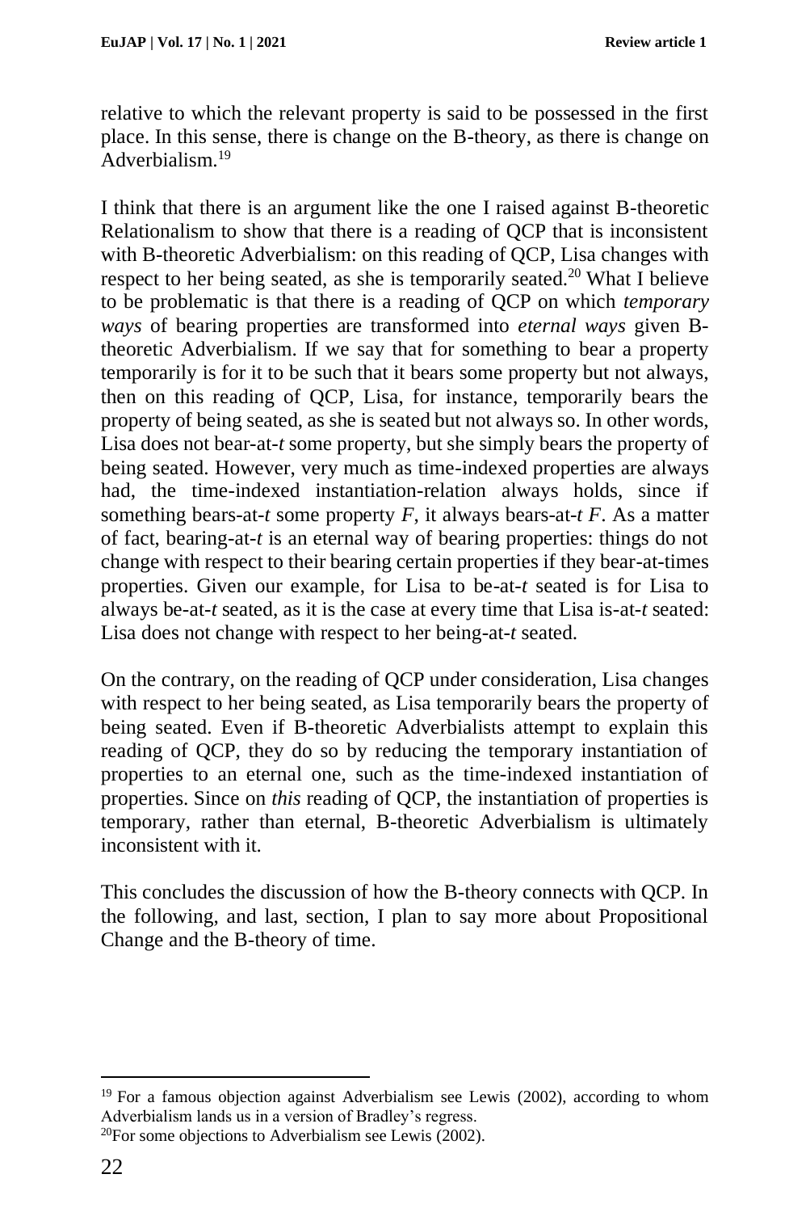relative to which the relevant property is said to be possessed in the first place. In this sense, there is change on the B-theory, as there is change on Adverbialism.[19]

I think that there is an argument like the one I raised against B-theoretic Relationalism to show that there is a reading of QCP that is inconsistent with B-theoretic Adverbialism: on this reading of QCP, Lisa changes with respect to her being seated, as she is temporarily seated.[20] What I believe to be problematic is that there is a reading of QCP on which *temporary ways* of bearing properties are transformed into *eternal ways* given B-theoretic Adverbialism. If we say that for something to bear a property temporarily is for it to be such that it bears some property but not always, then on this reading of QCP, Lisa, for instance, temporarily bears the property of being seated, as she is seated but not always so. In other words, Lisa does not bear-at-*t* some property, but she simply bears the property of being seated. However, very much as time-indexed properties are always had, the time-indexed instantiation-relation always holds, since if something bears-at-*t* some property *F*, it always bears-at-*t* *F*. As a matter of fact, bearing-at-*t* is an eternal way of bearing properties: things do not change with respect to their bearing certain properties if they bear-at-times properties. Given our example, for Lisa to be-at-*t* seated is for Lisa to always be-at-*t* seated, as it is the case at every time that Lisa is-at-*t* seated: Lisa does not change with respect to her being-at-*t* seated.

On the contrary, on the reading of QCP under consideration, Lisa changes with respect to her being seated, as Lisa temporarily bears the property of being seated. Even if B-theoretic Adverbialists attempt to explain this reading of QCP, they do so by reducing the temporary instantiation of properties to an eternal one, such as the time-indexed instantiation of properties. Since on *this* reading of QCP, the instantiation of properties is temporary, rather than eternal, B-theoretic Adverbialism is ultimately inconsistent with it.

This concludes the discussion of how the B-theory connects with QCP. In the following, and last, section, I plan to say more about Propositional Change and the B-theory of time.

---

[19] For a famous objection against Adverbialism see Lewis (2002), according to whom Adverbialism lands us in a version of Bradley's regress.

[20] For some objections to Adverbialism see Lewis (2002).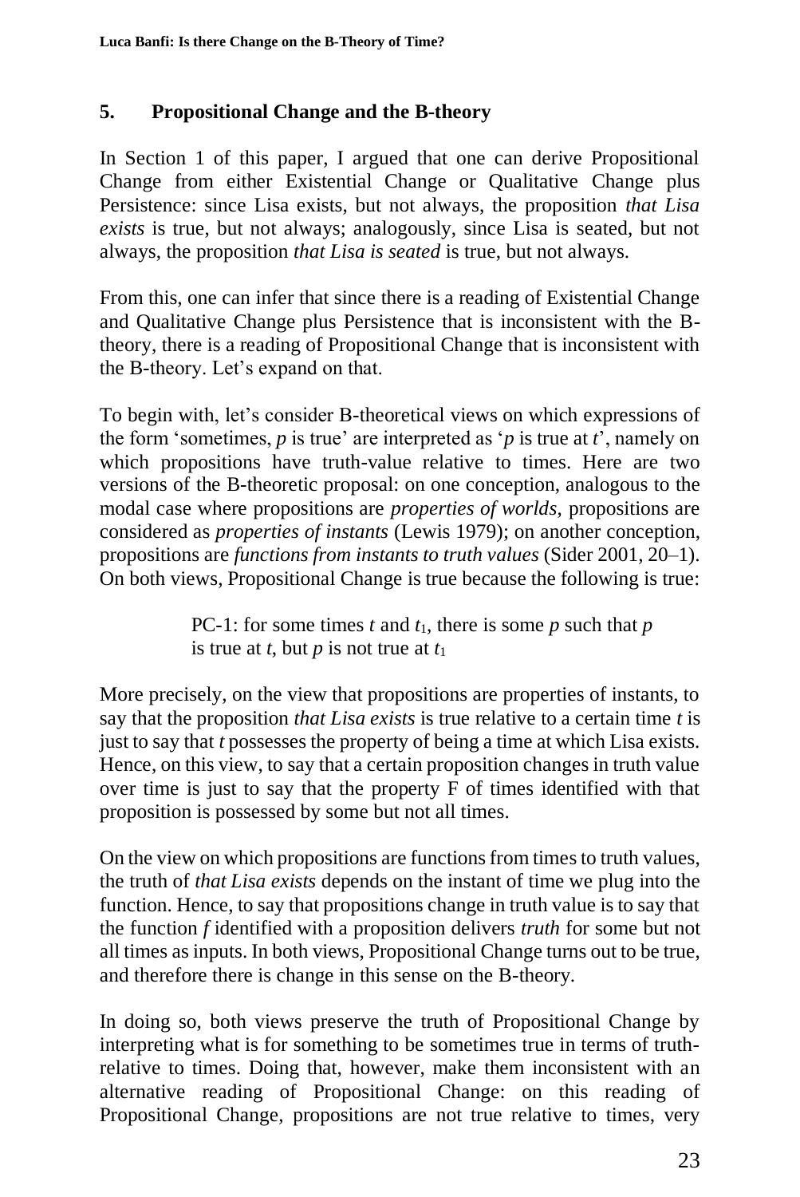## 5. Propositional Change and the B-theory

In Section 1 of this paper, I argued that one can derive Propositional Change from either Existential Change or Qualitative Change plus Persistence: since Lisa exists, but not always, the proposition *that Lisa exists* is true, but not always; analogously, since Lisa is seated, but not always, the proposition *that Lisa is seated* is true, but not always.

From this, one can infer that since there is a reading of Existential Change and Qualitative Change plus Persistence that is inconsistent with the B-theory, there is a reading of Propositional Change that is inconsistent with the B-theory. Let's expand on that.

To begin with, let's consider B-theoretical views on which expressions of the form 'sometimes, $p$ is true' are interpreted as '$p$ is true at $t$', namely on which propositions have truth-value relative to times. Here are two versions of the B-theoretic proposal: on one conception, analogous to the modal case where propositions are *properties of worlds*, propositions are considered as *properties of instants* (Lewis 1979); on another conception, propositions are *functions from instants to truth values* (Sider 2001, 20–1). On both views, Propositional Change is true because the following is true:

> PC-1: for some times $t$ and $t_1$, there is some $p$ such that $p$ is true at $t$, but $p$ is not true at $t_1$

More precisely, on the view that propositions are properties of instants, to say that the proposition *that Lisa exists* is true relative to a certain time $t$ is just to say that $t$ possesses the property of being a time at which Lisa exists. Hence, on this view, to say that a certain proposition changes in truth value over time is just to say that the property F of times identified with that proposition is possessed by some but not all times.

On the view on which propositions are functions from times to truth values, the truth of *that Lisa exists* depends on the instant of time we plug into the function. Hence, to say that propositions change in truth value is to say that the function $f$ identified with a proposition delivers *truth* for some but not all times as inputs. In both views, Propositional Change turns out to be true, and therefore there is change in this sense on the B-theory.

In doing so, both views preserve the truth of Propositional Change by interpreting what is for something to be sometimes true in terms of truth-relative to times. Doing that, however, make them inconsistent with an alternative reading of Propositional Change: on this reading of Propositional Change, propositions are not true relative to times, very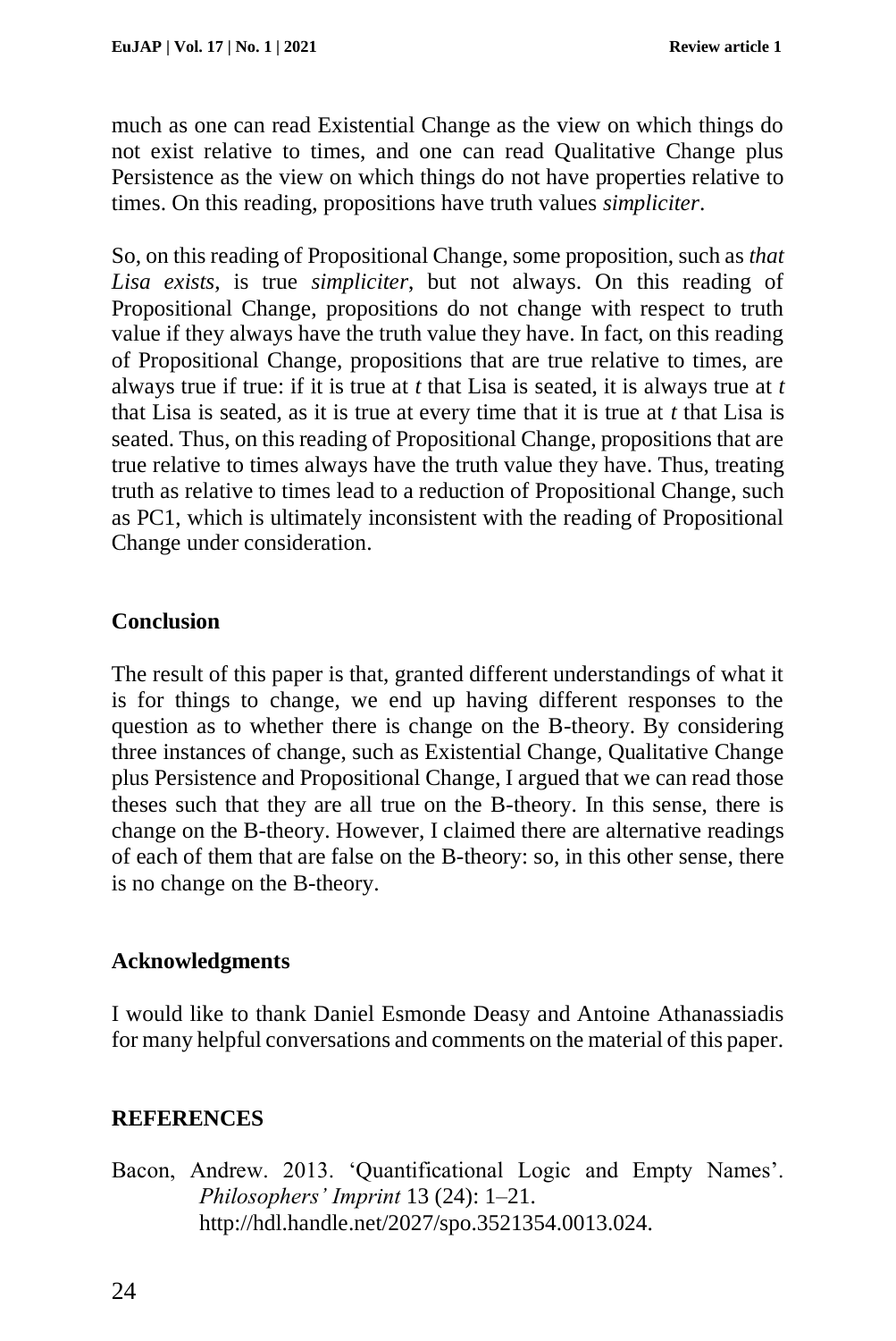much as one can read Existential Change as the view on which things do not exist relative to times, and one can read Qualitative Change plus Persistence as the view on which things do not have properties relative to times. On this reading, propositions have truth values *simpliciter*.

So, on this reading of Propositional Change, some proposition, such as *that Lisa exists*, is true *simpliciter*, but not always. On this reading of Propositional Change, propositions do not change with respect to truth value if they always have the truth value they have. In fact, on this reading of Propositional Change, propositions that are true relative to times, are always true if true: if it is true at *t* that Lisa is seated, it is always true at *t* that Lisa is seated, as it is true at every time that it is true at *t* that Lisa is seated. Thus, on this reading of Propositional Change, propositions that are true relative to times always have the truth value they have. Thus, treating truth as relative to times lead to a reduction of Propositional Change, such as PC1, which is ultimately inconsistent with the reading of Propositional Change under consideration.

## Conclusion

The result of this paper is that, granted different understandings of what it is for things to change, we end up having different responses to the question as to whether there is change on the B-theory. By considering three instances of change, such as Existential Change, Qualitative Change plus Persistence and Propositional Change, I argued that we can read those theses such that they are all true on the B-theory. In this sense, there is change on the B-theory. However, I claimed there are alternative readings of each of them that are false on the B-theory: so, in this other sense, there is no change on the B-theory.

## Acknowledgments

I would like to thank Daniel Esmonde Deasy and Antoine Athanassiadis for many helpful conversations and comments on the material of this paper.

## REFERENCES

Bacon, Andrew. 2013. 'Quantificational Logic and Empty Names'. *Philosophers' Imprint* 13 (24): 1–21. http://hdl.handle.net/2027/spo.3521354.0013.024.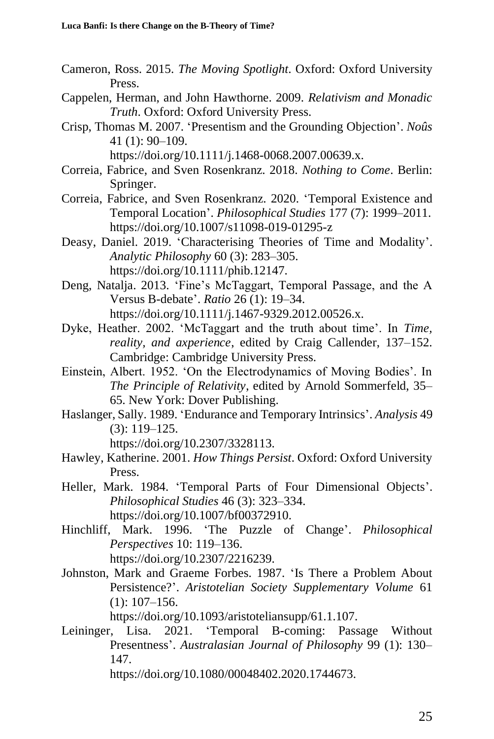Cameron, Ross. 2015. *The Moving Spotlight*. Oxford: Oxford University Press.

Cappelen, Herman, and John Hawthorne. 2009. *Relativism and Monadic Truth*. Oxford: Oxford University Press.

Crisp, Thomas M. 2007. 'Presentism and the Grounding Objection'. *Noûs* 41 (1): 90–109. https://doi.org/10.1111/j.1468-0068.2007.00639.x.

Correia, Fabrice, and Sven Rosenkranz. 2018. *Nothing to Come*. Berlin: Springer.

Correia, Fabrice, and Sven Rosenkranz. 2020. 'Temporal Existence and Temporal Location'. *Philosophical Studies* 177 (7): 1999–2011. https://doi.org/10.1007/s11098-019-01295-z

Deasy, Daniel. 2019. 'Characterising Theories of Time and Modality'. *Analytic Philosophy* 60 (3): 283–305. https://doi.org/10.1111/phib.12147.

Deng, Natalja. 2013. 'Fine's McTaggart, Temporal Passage, and the A Versus B-debate'. *Ratio* 26 (1): 19–34. https://doi.org/10.1111/j.1467-9329.2012.00526.x.

Dyke, Heather. 2002. 'McTaggart and the truth about time'. In *Time, reality, and axperience*, edited by Craig Callender, 137–152. Cambridge: Cambridge University Press.

Einstein, Albert. 1952. 'On the Electrodynamics of Moving Bodies'. In *The Principle of Relativity*, edited by Arnold Sommerfeld, 35–65. New York: Dover Publishing.

Haslanger, Sally. 1989. 'Endurance and Temporary Intrinsics'. *Analysis* 49 (3): 119–125. https://doi.org/10.2307/3328113.

Hawley, Katherine. 2001. *How Things Persist*. Oxford: Oxford University Press.

Heller, Mark. 1984. 'Temporal Parts of Four Dimensional Objects'. *Philosophical Studies* 46 (3): 323–334. https://doi.org/10.1007/bf00372910.

Hinchliff, Mark. 1996. 'The Puzzle of Change'. *Philosophical Perspectives* 10: 119–136. https://doi.org/10.2307/2216239.

Johnston, Mark and Graeme Forbes. 1987. 'Is There a Problem About Persistence?'. *Aristotelian Society Supplementary Volume* 61 (1): 107–156. https://doi.org/10.1093/aristoteliansupp/61.1.107.

Leininger, Lisa. 2021. 'Temporal B-coming: Passage Without Presentness'. *Australasian Journal of Philosophy* 99 (1): 130–147. https://doi.org/10.1080/00048402.2020.1744673.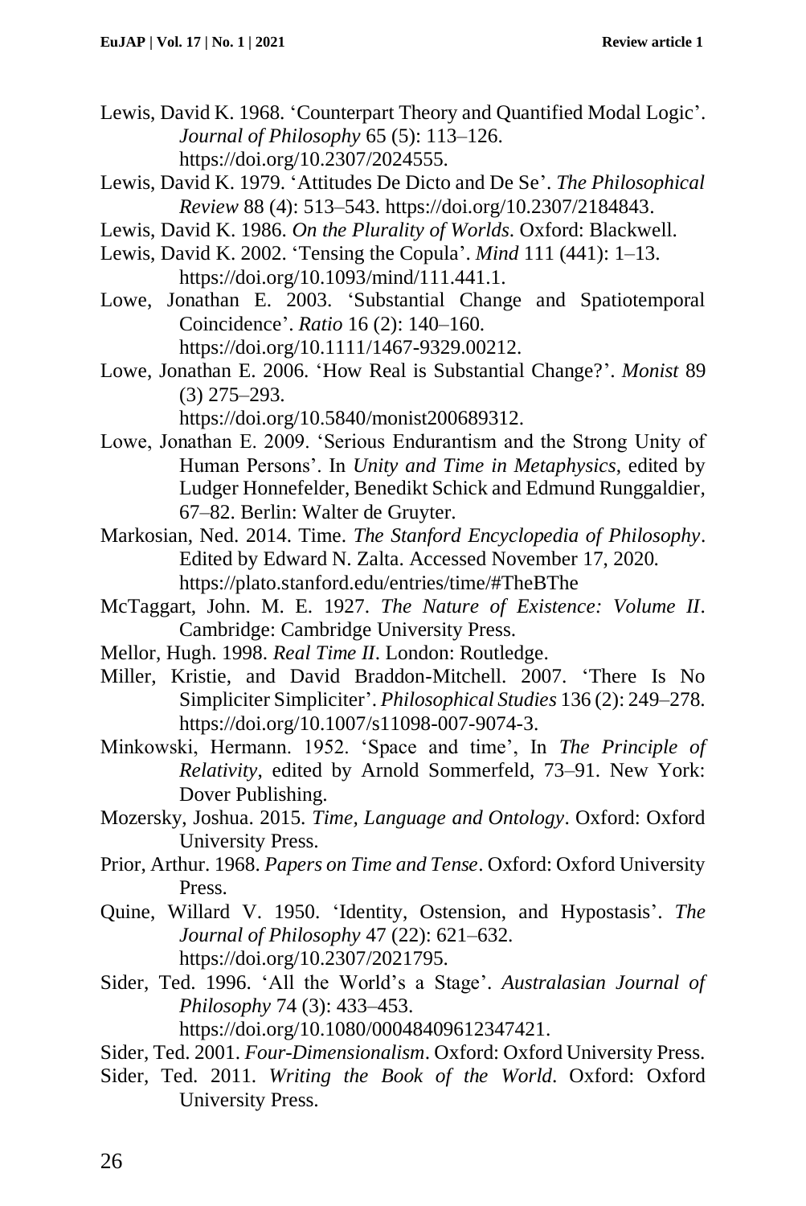Lewis, David K. 1968. 'Counterpart Theory and Quantified Modal Logic'. *Journal of Philosophy* 65 (5): 113–126. https://doi.org/10.2307/2024555.

Lewis, David K. 1979. 'Attitudes De Dicto and De Se'. *The Philosophical Review* 88 (4): 513–543. https://doi.org/10.2307/2184843.

Lewis, David K. 1986. *On the Plurality of Worlds*. Oxford: Blackwell.

Lewis, David K. 2002. 'Tensing the Copula'. *Mind* 111 (441): 1–13. https://doi.org/10.1093/mind/111.441.1.

Lowe, Jonathan E. 2003. 'Substantial Change and Spatiotemporal Coincidence'. *Ratio* 16 (2): 140–160. https://doi.org/10.1111/1467-9329.00212.

Lowe, Jonathan E. 2006. 'How Real is Substantial Change?'. *Monist* 89 (3) 275–293. https://doi.org/10.5840/monist200689312.

Lowe, Jonathan E. 2009. 'Serious Endurantism and the Strong Unity of Human Persons'. In *Unity and Time in Metaphysics*, edited by Ludger Honnefelder, Benedikt Schick and Edmund Runggaldier, 67–82. Berlin: Walter de Gruyter.

Markosian, Ned. 2014. Time. *The Stanford Encyclopedia of Philosophy*. Edited by Edward N. Zalta. Accessed November 17, 2020. https://plato.stanford.edu/entries/time/#TheBThe

McTaggart, John. M. E. 1927. *The Nature of Existence: Volume II*. Cambridge: Cambridge University Press.

Mellor, Hugh. 1998. *Real Time II*. London: Routledge.

Miller, Kristie, and David Braddon-Mitchell. 2007. 'There Is No Simpliciter Simpliciter'. *Philosophical Studies* 136 (2): 249–278. https://doi.org/10.1007/s11098-007-9074-3.

Minkowski, Hermann. 1952. 'Space and time', In *The Principle of Relativity*, edited by Arnold Sommerfeld, 73–91. New York: Dover Publishing.

Mozersky, Joshua. 2015. *Time, Language and Ontology*. Oxford: Oxford University Press.

Prior, Arthur. 1968. *Papers on Time and Tense*. Oxford: Oxford University Press.

Quine, Willard V. 1950. 'Identity, Ostension, and Hypostasis'. *The Journal of Philosophy* 47 (22): 621–632. https://doi.org/10.2307/2021795.

Sider, Ted. 1996. 'All the World's a Stage'. *Australasian Journal of Philosophy* 74 (3): 433–453. https://doi.org/10.1080/00048409612347421.

Sider, Ted. 2001. *Four-Dimensionalism*. Oxford: Oxford University Press.

Sider, Ted. 2011. *Writing the Book of the World*. Oxford: Oxford University Press.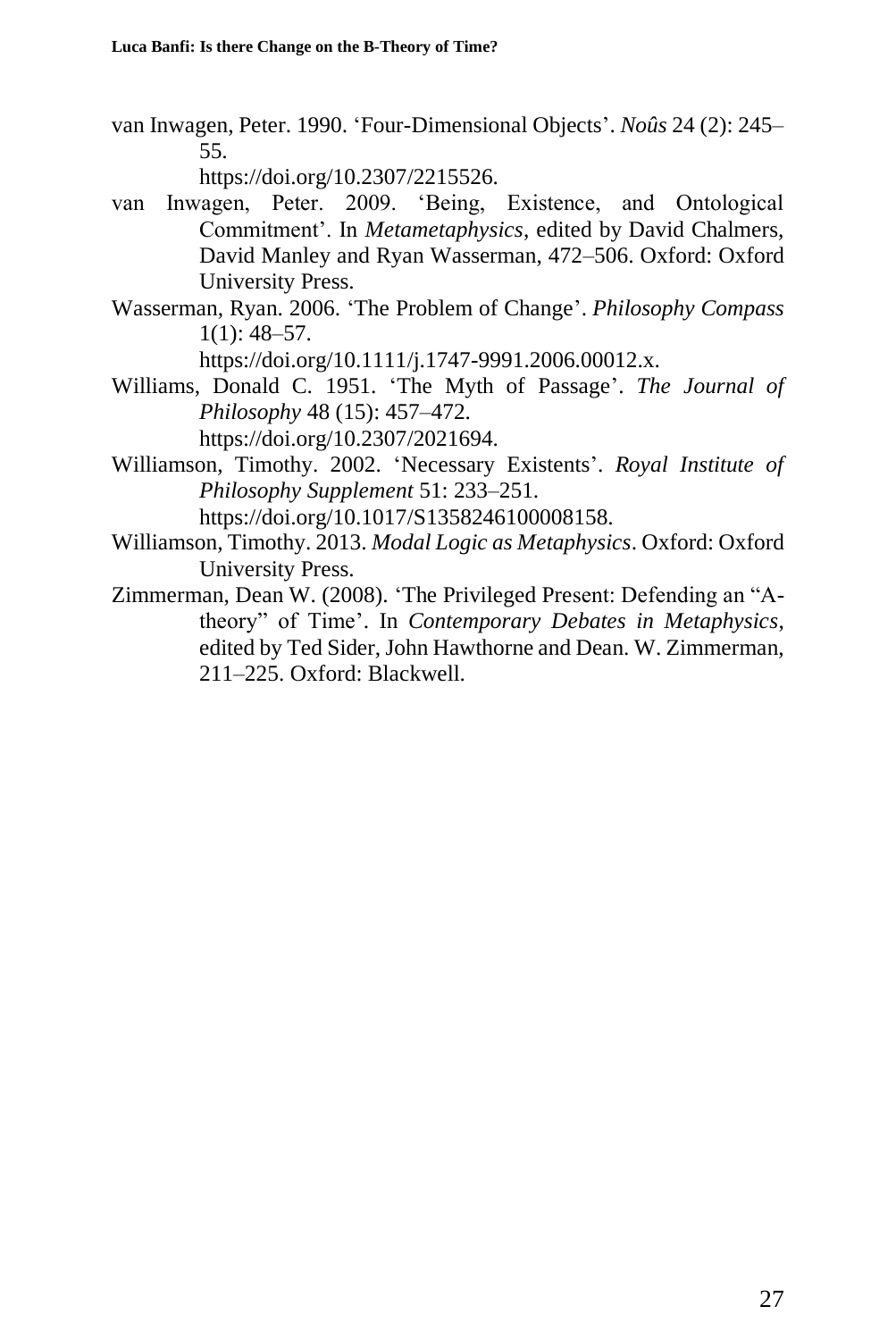van Inwagen, Peter. 1990. 'Four-Dimensional Objects'. *Noûs* 24 (2): 245–55. https://doi.org/10.2307/2215526.

van Inwagen, Peter. 2009. 'Being, Existence, and Ontological Commitment'. In *Metametaphysics*, edited by David Chalmers, David Manley and Ryan Wasserman, 472–506. Oxford: Oxford University Press.

Wasserman, Ryan. 2006. 'The Problem of Change'. *Philosophy Compass* 1(1): 48–57. https://doi.org/10.1111/j.1747-9991.2006.00012.x.

Williams, Donald C. 1951. 'The Myth of Passage'. *The Journal of Philosophy* 48 (15): 457–472. https://doi.org/10.2307/2021694.

Williamson, Timothy. 2002. 'Necessary Existents'. *Royal Institute of Philosophy Supplement* 51: 233–251. https://doi.org/10.1017/S1358246100008158.

Williamson, Timothy. 2013. *Modal Logic as Metaphysics*. Oxford: Oxford University Press.

Zimmerman, Dean W. (2008). 'The Privileged Present: Defending an "A-theory" of Time'. In *Contemporary Debates in Metaphysics*, edited by Ted Sider, John Hawthorne and Dean. W. Zimmerman, 211–225. Oxford: Blackwell.